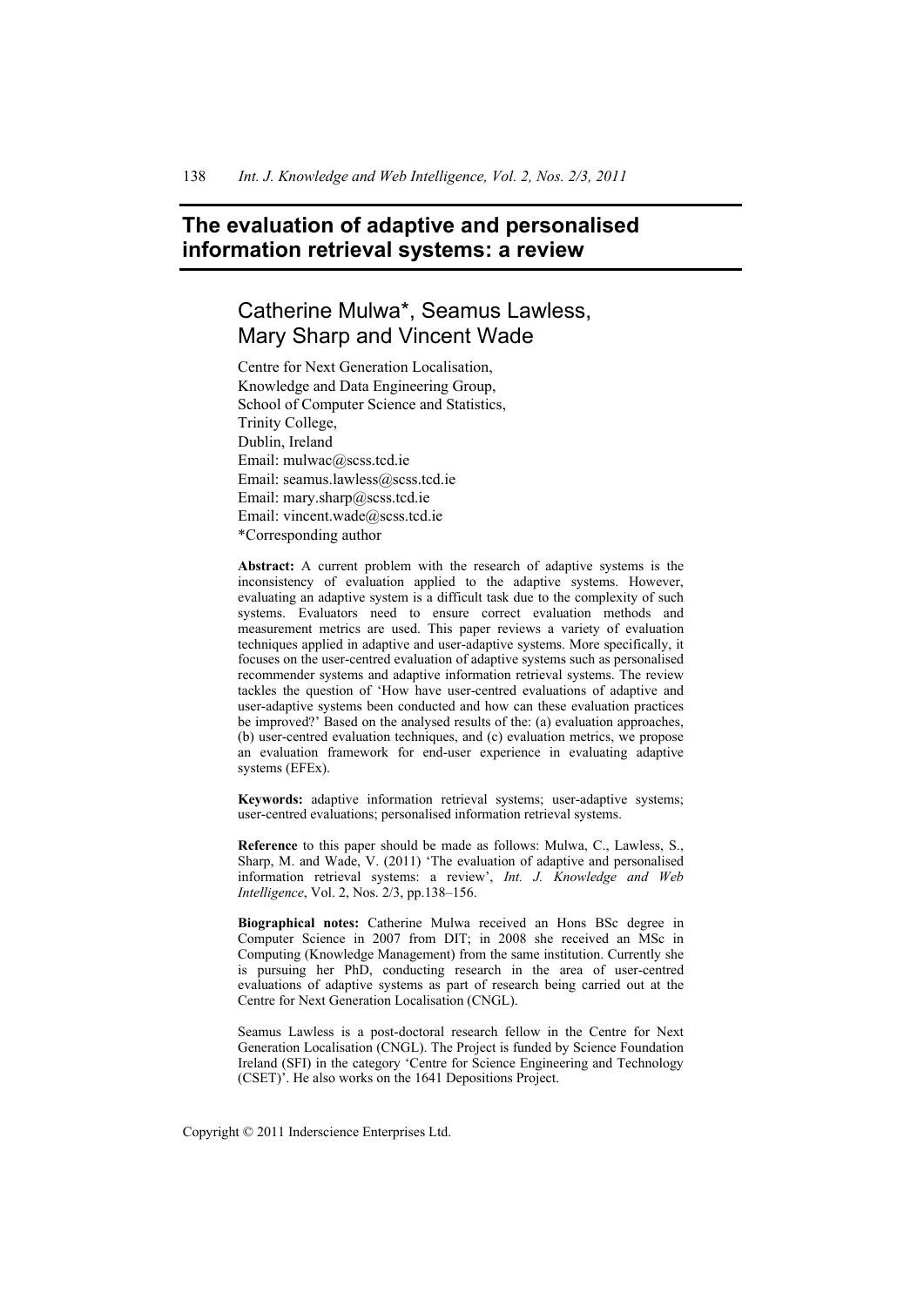# The evaluation of adaptive and personalised information retrieval systems: a review

## Catherine Mulwa*, Seamus Lawless, Mary Sharp and Vincent Wade

Centre for Next Generation Localisation,
Knowledge and Data Engineering Group,
School of Computer Science and Statistics,
Trinity College,
Dublin, Ireland
Email: mulwac@scss.tcd.ie
Email: seamus.lawless@scss.tcd.ie
Email: mary.sharp@scss.tcd.ie
Email: vincent.wade@scss.tcd.ie
*Corresponding author

**Abstract:** A current problem with the research of adaptive systems is the inconsistency of evaluation applied to the adaptive systems. However, evaluating an adaptive system is a difficult task due to the complexity of such systems. Evaluators need to ensure correct evaluation methods and measurement metrics are used. This paper reviews a variety of evaluation techniques applied in adaptive and user-adaptive systems. More specifically, it focuses on the user-centred evaluation of adaptive systems such as personalised recommender systems and adaptive information retrieval systems. The review tackles the question of 'How have user-centred evaluations of adaptive and user-adaptive systems been conducted and how can these evaluation practices be improved?' Based on the analysed results of the: (a) evaluation approaches, (b) user-centred evaluation techniques, and (c) evaluation metrics, we propose an evaluation framework for end-user experience in evaluating adaptive systems (EFEx).

**Keywords:** adaptive information retrieval systems; user-adaptive systems; user-centred evaluations; personalised information retrieval systems.

**Reference** to this paper should be made as follows: Mulwa, C., Lawless, S., Sharp, M. and Wade, V. (2011) 'The evaluation of adaptive and personalised information retrieval systems: a review', *Int. J. Knowledge and Web Intelligence*, Vol. 2, Nos. 2/3, pp.138–156.

**Biographical notes:** Catherine Mulwa received an Hons BSc degree in Computer Science in 2007 from DIT; in 2008 she received an MSc in Computing (Knowledge Management) from the same institution. Currently she is pursuing her PhD, conducting research in the area of user-centred evaluations of adaptive systems as part of research being carried out at the Centre for Next Generation Localisation (CNGL).

Seamus Lawless is a post-doctoral research fellow in the Centre for Next Generation Localisation (CNGL). The Project is funded by Science Foundation Ireland (SFI) in the category 'Centre for Science Engineering and Technology (CSET)'. He also works on the 1641 Depositions Project.

Copyright © 2011 Inderscience Enterprises Ltd.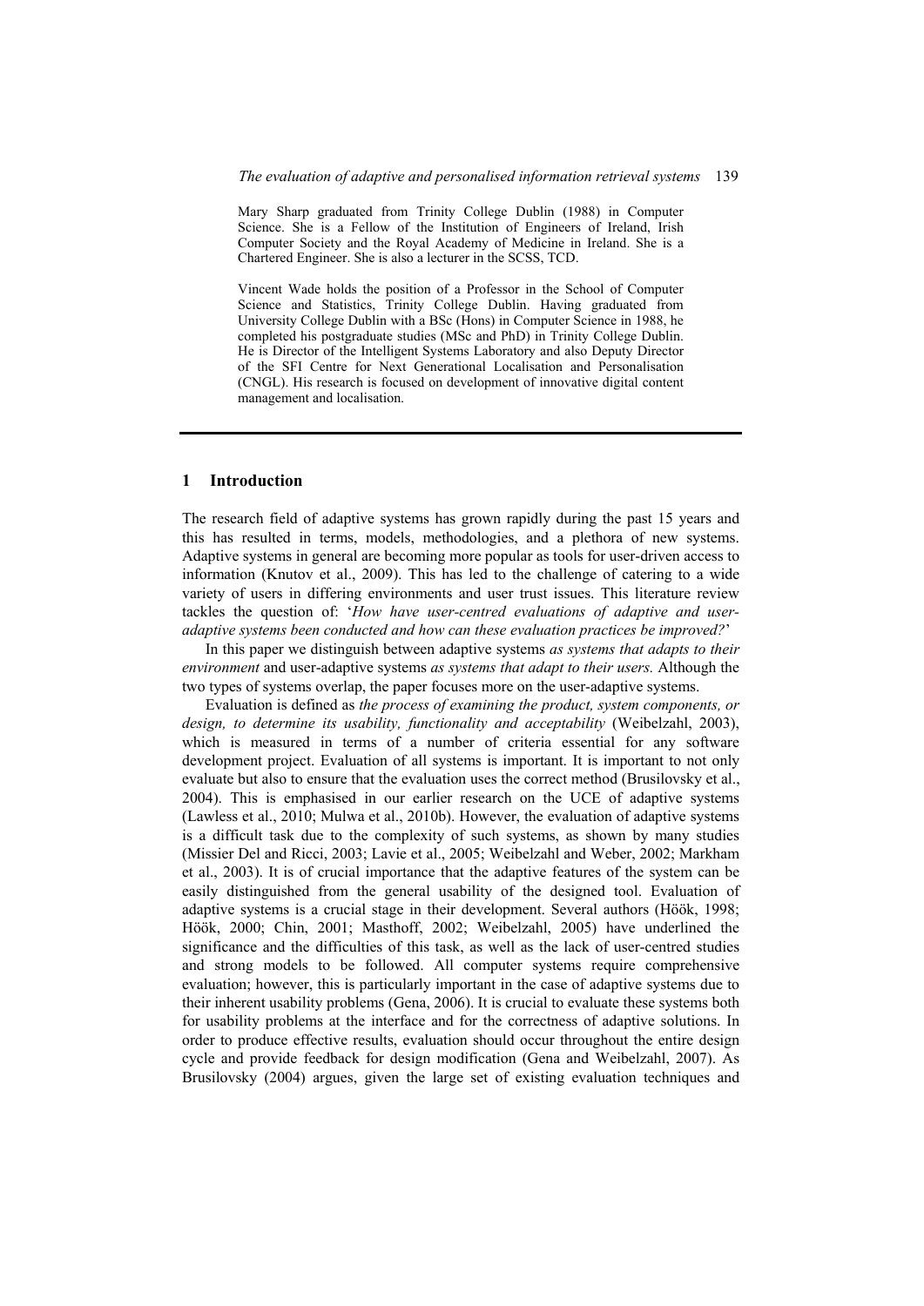Mary Sharp graduated from Trinity College Dublin (1988) in Computer Science. She is a Fellow of the Institution of Engineers of Ireland, Irish Computer Society and the Royal Academy of Medicine in Ireland. She is a Chartered Engineer. She is also a lecturer in the SCSS, TCD.

Vincent Wade holds the position of a Professor in the School of Computer Science and Statistics, Trinity College Dublin. Having graduated from University College Dublin with a BSc (Hons) in Computer Science in 1988, he completed his postgraduate studies (MSc and PhD) in Trinity College Dublin. He is Director of the Intelligent Systems Laboratory and also Deputy Director of the SFI Centre for Next Generational Localisation and Personalisation (CNGL). His research is focused on development of innovative digital content management and localisation.

## 1 Introduction

The research field of adaptive systems has grown rapidly during the past 15 years and this has resulted in terms, models, methodologies, and a plethora of new systems. Adaptive systems in general are becoming more popular as tools for user-driven access to information (Knutov et al., 2009). This has led to the challenge of catering to a wide variety of users in differing environments and user trust issues. This literature review tackles the question of: '*How have user-centred evaluations of adaptive and user-adaptive systems been conducted and how can these evaluation practices be improved?*'

In this paper we distinguish between adaptive systems *as systems that adapts to their environment* and user-adaptive systems *as systems that adapt to their users.* Although the two types of systems overlap, the paper focuses more on the user-adaptive systems.

Evaluation is defined as *the process of examining the product, system components, or design, to determine its usability, functionality and acceptability* (Weibelzahl, 2003), which is measured in terms of a number of criteria essential for any software development project. Evaluation of all systems is important. It is important to not only evaluate but also to ensure that the evaluation uses the correct method (Brusilovsky et al., 2004). This is emphasised in our earlier research on the UCE of adaptive systems (Lawless et al., 2010; Mulwa et al., 2010b). However, the evaluation of adaptive systems is a difficult task due to the complexity of such systems, as shown by many studies (Missier Del and Ricci, 2003; Lavie et al., 2005; Weibelzahl and Weber, 2002; Markham et al., 2003). It is of crucial importance that the adaptive features of the system can be easily distinguished from the general usability of the designed tool. Evaluation of adaptive systems is a crucial stage in their development. Several authors (Höök, 1998; Höök, 2000; Chin, 2001; Masthoff, 2002; Weibelzahl, 2005) have underlined the significance and the difficulties of this task, as well as the lack of user-centred studies and strong models to be followed. All computer systems require comprehensive evaluation; however, this is particularly important in the case of adaptive systems due to their inherent usability problems (Gena, 2006). It is crucial to evaluate these systems both for usability problems at the interface and for the correctness of adaptive solutions. In order to produce effective results, evaluation should occur throughout the entire design cycle and provide feedback for design modification (Gena and Weibelzahl, 2007). As Brusilovsky (2004) argues, given the large set of existing evaluation techniques and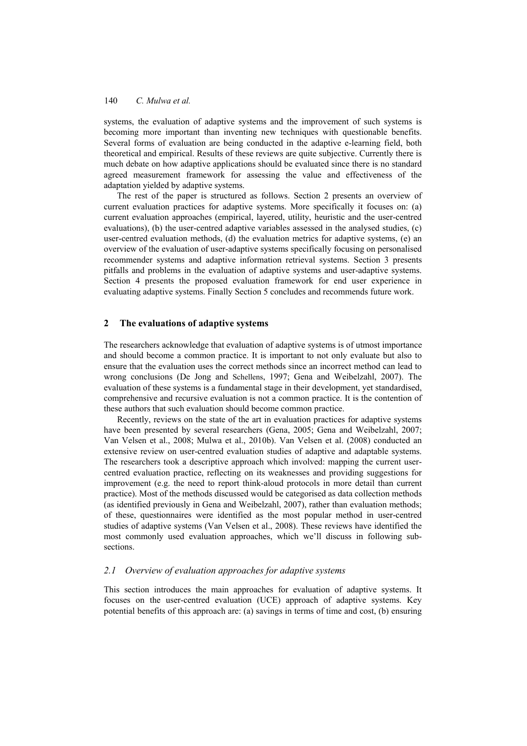systems, the evaluation of adaptive systems and the improvement of such systems is becoming more important than inventing new techniques with questionable benefits. Several forms of evaluation are being conducted in the adaptive e-learning field, both theoretical and empirical. Results of these reviews are quite subjective. Currently there is much debate on how adaptive applications should be evaluated since there is no standard agreed measurement framework for assessing the value and effectiveness of the adaptation yielded by adaptive systems.

The rest of the paper is structured as follows. Section 2 presents an overview of current evaluation practices for adaptive systems. More specifically it focuses on: (a) current evaluation approaches (empirical, layered, utility, heuristic and the user-centred evaluations), (b) the user-centred adaptive variables assessed in the analysed studies, (c) user-centred evaluation methods, (d) the evaluation metrics for adaptive systems, (e) an overview of the evaluation of user-adaptive systems specifically focusing on personalised recommender systems and adaptive information retrieval systems. Section 3 presents pitfalls and problems in the evaluation of adaptive systems and user-adaptive systems. Section 4 presents the proposed evaluation framework for end user experience in evaluating adaptive systems. Finally Section 5 concludes and recommends future work.

## 2 The evaluations of adaptive systems

The researchers acknowledge that evaluation of adaptive systems is of utmost importance and should become a common practice. It is important to not only evaluate but also to ensure that the evaluation uses the correct methods since an incorrect method can lead to wrong conclusions (De Jong and Schellens, 1997; Gena and Weibelzahl, 2007). The evaluation of these systems is a fundamental stage in their development, yet standardised, comprehensive and recursive evaluation is not a common practice. It is the contention of these authors that such evaluation should become common practice.

Recently, reviews on the state of the art in evaluation practices for adaptive systems have been presented by several researchers (Gena, 2005; Gena and Weibelzahl, 2007; Van Velsen et al., 2008; Mulwa et al., 2010b). Van Velsen et al. (2008) conducted an extensive review on user-centred evaluation studies of adaptive and adaptable systems. The researchers took a descriptive approach which involved: mapping the current user-centred evaluation practice, reflecting on its weaknesses and providing suggestions for improvement (e.g. the need to report think-aloud protocols in more detail than current practice). Most of the methods discussed would be categorised as data collection methods (as identified previously in Gena and Weibelzahl, 2007), rather than evaluation methods; of these, questionnaires were identified as the most popular method in user-centred studies of adaptive systems (Van Velsen et al., 2008). These reviews have identified the most commonly used evaluation approaches, which we'll discuss in following sub-sections.

### *2.1 Overview of evaluation approaches for adaptive systems*

This section introduces the main approaches for evaluation of adaptive systems. It focuses on the user-centred evaluation (UCE) approach of adaptive systems. Key potential benefits of this approach are: (a) savings in terms of time and cost, (b) ensuring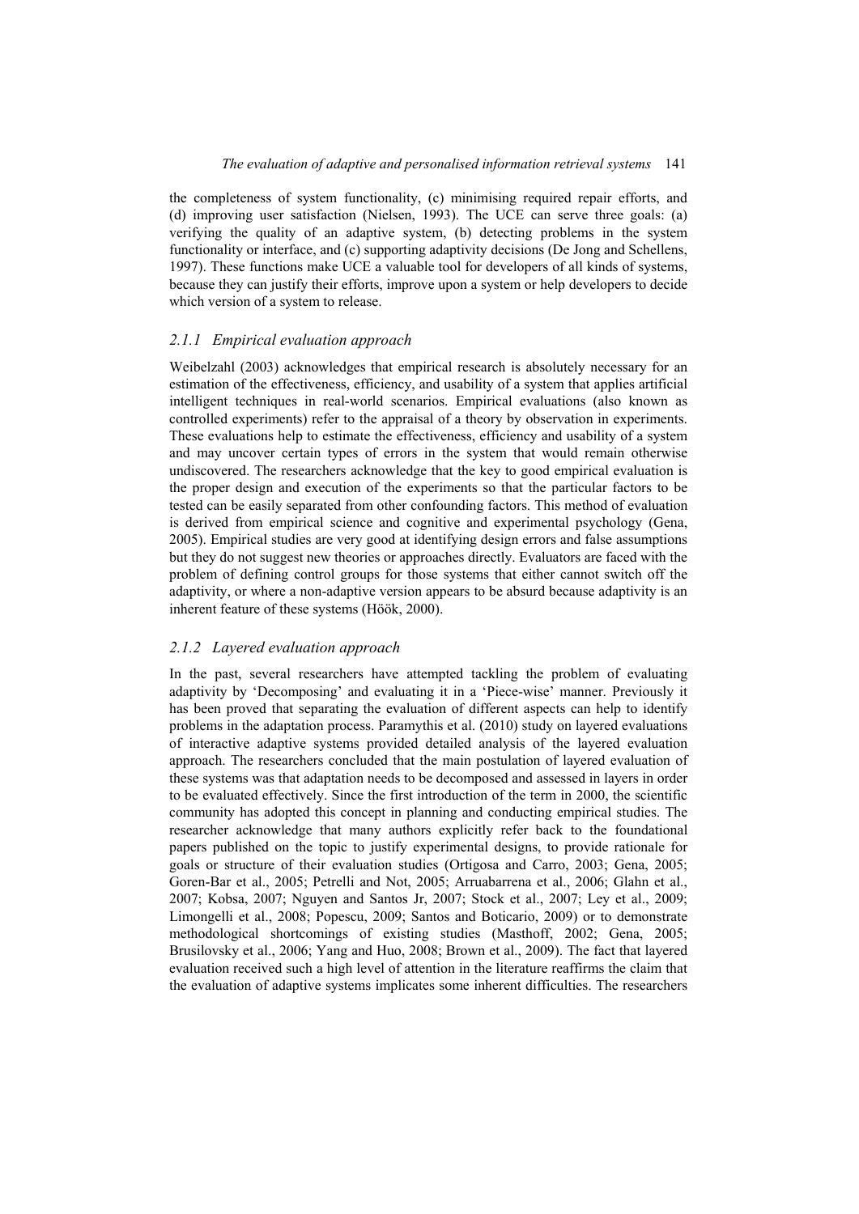the completeness of system functionality, (c) minimising required repair efforts, and (d) improving user satisfaction (Nielsen, 1993). The UCE can serve three goals: (a) verifying the quality of an adaptive system, (b) detecting problems in the system functionality or interface, and (c) supporting adaptivity decisions (De Jong and Schellens, 1997). These functions make UCE a valuable tool for developers of all kinds of systems, because they can justify their efforts, improve upon a system or help developers to decide which version of a system to release.

### *2.1.1 Empirical evaluation approach*

Weibelzahl (2003) acknowledges that empirical research is absolutely necessary for an estimation of the effectiveness, efficiency, and usability of a system that applies artificial intelligent techniques in real-world scenarios. Empirical evaluations (also known as controlled experiments) refer to the appraisal of a theory by observation in experiments. These evaluations help to estimate the effectiveness, efficiency and usability of a system and may uncover certain types of errors in the system that would remain otherwise undiscovered. The researchers acknowledge that the key to good empirical evaluation is the proper design and execution of the experiments so that the particular factors to be tested can be easily separated from other confounding factors. This method of evaluation is derived from empirical science and cognitive and experimental psychology (Gena, 2005). Empirical studies are very good at identifying design errors and false assumptions but they do not suggest new theories or approaches directly. Evaluators are faced with the problem of defining control groups for those systems that either cannot switch off the adaptivity, or where a non-adaptive version appears to be absurd because adaptivity is an inherent feature of these systems (Höök, 2000).

### *2.1.2 Layered evaluation approach*

In the past, several researchers have attempted tackling the problem of evaluating adaptivity by 'Decomposing' and evaluating it in a 'Piece-wise' manner. Previously it has been proved that separating the evaluation of different aspects can help to identify problems in the adaptation process. Paramythis et al. (2010) study on layered evaluations of interactive adaptive systems provided detailed analysis of the layered evaluation approach. The researchers concluded that the main postulation of layered evaluation of these systems was that adaptation needs to be decomposed and assessed in layers in order to be evaluated effectively. Since the first introduction of the term in 2000, the scientific community has adopted this concept in planning and conducting empirical studies. The researcher acknowledge that many authors explicitly refer back to the foundational papers published on the topic to justify experimental designs, to provide rationale for goals or structure of their evaluation studies (Ortigosa and Carro, 2003; Gena, 2005; Goren-Bar et al., 2005; Petrelli and Not, 2005; Arruabarrena et al., 2006; Glahn et al., 2007; Kobsa, 2007; Nguyen and Santos Jr, 2007; Stock et al., 2007; Ley et al., 2009; Limongelli et al., 2008; Popescu, 2009; Santos and Boticario, 2009) or to demonstrate methodological shortcomings of existing studies (Masthoff, 2002; Gena, 2005; Brusilovsky et al., 2006; Yang and Huo, 2008; Brown et al., 2009). The fact that layered evaluation received such a high level of attention in the literature reaffirms the claim that the evaluation of adaptive systems implicates some inherent difficulties. The researchers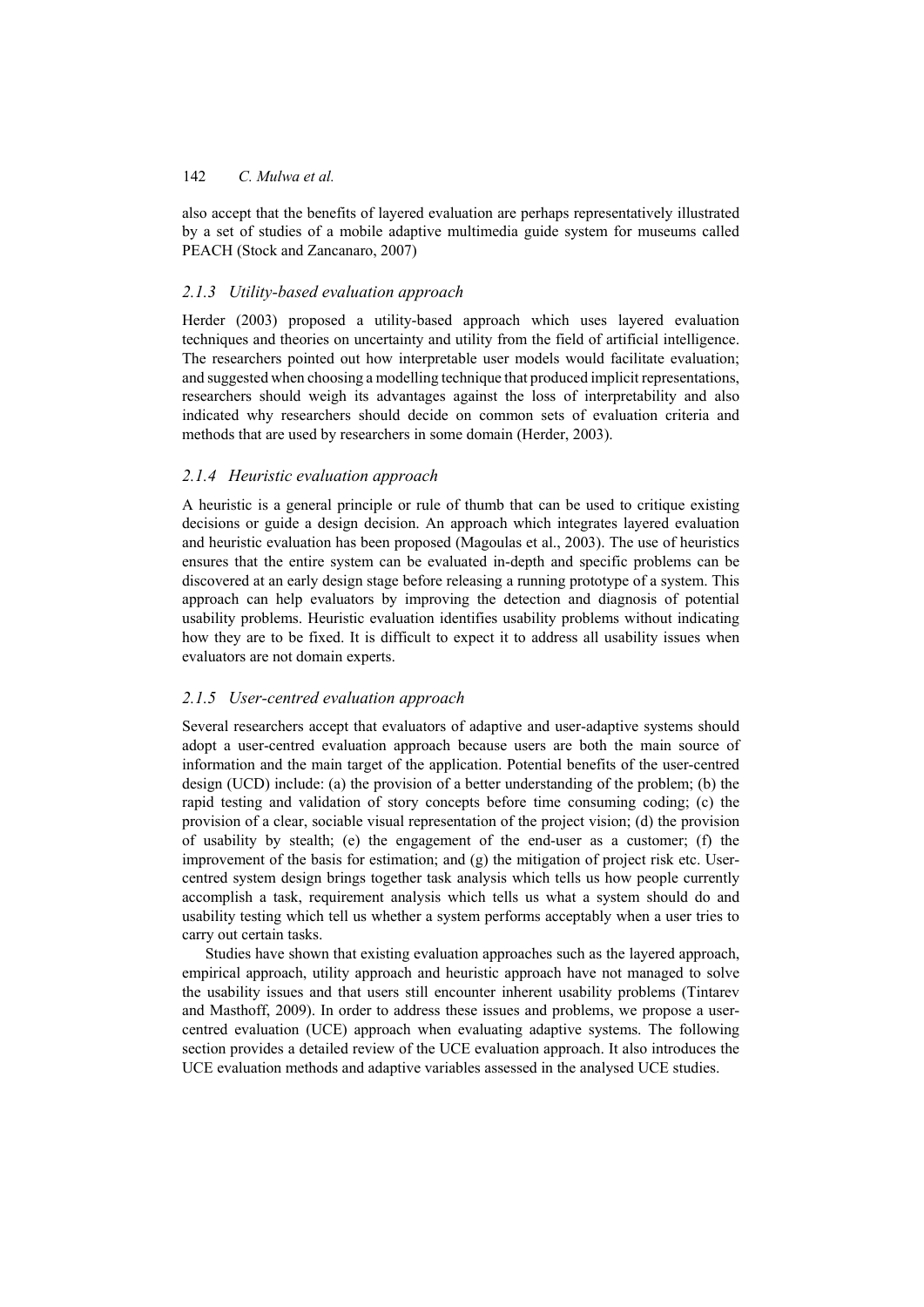also accept that the benefits of layered evaluation are perhaps representatively illustrated by a set of studies of a mobile adaptive multimedia guide system for museums called PEACH (Stock and Zancanaro, 2007)

### *2.1.3 Utility-based evaluation approach*

Herder (2003) proposed a utility-based approach which uses layered evaluation techniques and theories on uncertainty and utility from the field of artificial intelligence. The researchers pointed out how interpretable user models would facilitate evaluation; and suggested when choosing a modelling technique that produced implicit representations, researchers should weigh its advantages against the loss of interpretability and also indicated why researchers should decide on common sets of evaluation criteria and methods that are used by researchers in some domain (Herder, 2003).

### *2.1.4 Heuristic evaluation approach*

A heuristic is a general principle or rule of thumb that can be used to critique existing decisions or guide a design decision. An approach which integrates layered evaluation and heuristic evaluation has been proposed (Magoulas et al., 2003). The use of heuristics ensures that the entire system can be evaluated in-depth and specific problems can be discovered at an early design stage before releasing a running prototype of a system. This approach can help evaluators by improving the detection and diagnosis of potential usability problems. Heuristic evaluation identifies usability problems without indicating how they are to be fixed. It is difficult to expect it to address all usability issues when evaluators are not domain experts.

### *2.1.5 User-centred evaluation approach*

Several researchers accept that evaluators of adaptive and user-adaptive systems should adopt a user-centred evaluation approach because users are both the main source of information and the main target of the application. Potential benefits of the user-centred design (UCD) include: (a) the provision of a better understanding of the problem; (b) the rapid testing and validation of story concepts before time consuming coding; (c) the provision of a clear, sociable visual representation of the project vision; (d) the provision of usability by stealth; (e) the engagement of the end-user as a customer; (f) the improvement of the basis for estimation; and (g) the mitigation of project risk etc. User-centred system design brings together task analysis which tells us how people currently accomplish a task, requirement analysis which tells us what a system should do and usability testing which tell us whether a system performs acceptably when a user tries to carry out certain tasks.

Studies have shown that existing evaluation approaches such as the layered approach, empirical approach, utility approach and heuristic approach have not managed to solve the usability issues and that users still encounter inherent usability problems (Tintarev and Masthoff, 2009). In order to address these issues and problems, we propose a user-centred evaluation (UCE) approach when evaluating adaptive systems. The following section provides a detailed review of the UCE evaluation approach. It also introduces the UCE evaluation methods and adaptive variables assessed in the analysed UCE studies.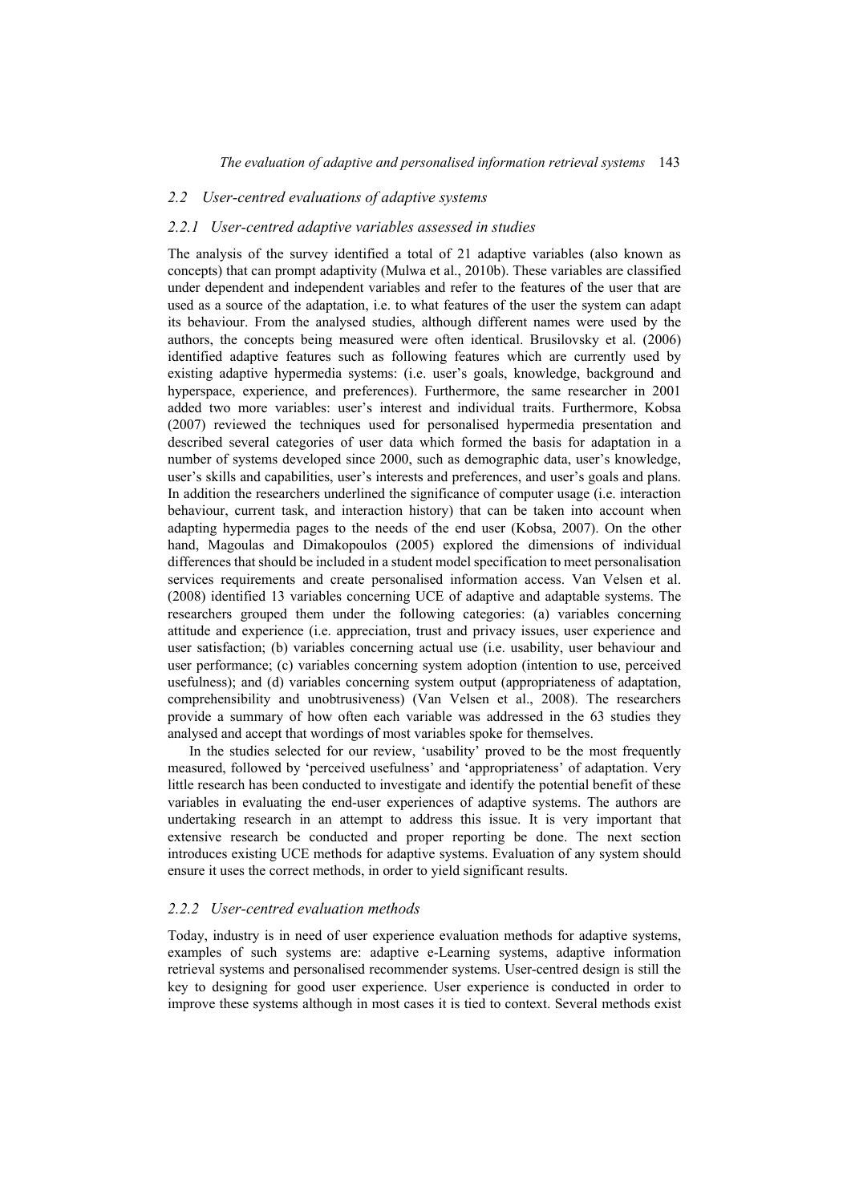### 2.2 User-centred evaluations of adaptive systems

#### 2.2.1 User-centred adaptive variables assessed in studies

The analysis of the survey identified a total of 21 adaptive variables (also known as concepts) that can prompt adaptivity (Mulwa et al., 2010b). These variables are classified under dependent and independent variables and refer to the features of the user that are used as a source of the adaptation, i.e. to what features of the user the system can adapt its behaviour. From the analysed studies, although different names were used by the authors, the concepts being measured were often identical. Brusilovsky et al. (2006) identified adaptive features such as following features which are currently used by existing adaptive hypermedia systems: (i.e. user's goals, knowledge, background and hyperspace, experience, and preferences). Furthermore, the same researcher in 2001 added two more variables: user's interest and individual traits. Furthermore, Kobsa (2007) reviewed the techniques used for personalised hypermedia presentation and described several categories of user data which formed the basis for adaptation in a number of systems developed since 2000, such as demographic data, user's knowledge, user's skills and capabilities, user's interests and preferences, and user's goals and plans. In addition the researchers underlined the significance of computer usage (i.e. interaction behaviour, current task, and interaction history) that can be taken into account when adapting hypermedia pages to the needs of the end user (Kobsa, 2007). On the other hand, Magoulas and Dimakopoulos (2005) explored the dimensions of individual differences that should be included in a student model specification to meet personalisation services requirements and create personalised information access. Van Velsen et al. (2008) identified 13 variables concerning UCE of adaptive and adaptable systems. The researchers grouped them under the following categories: (a) variables concerning attitude and experience (i.e. appreciation, trust and privacy issues, user experience and user satisfaction; (b) variables concerning actual use (i.e. usability, user behaviour and user performance; (c) variables concerning system adoption (intention to use, perceived usefulness); and (d) variables concerning system output (appropriateness of adaptation, comprehensibility and unobtrusiveness) (Van Velsen et al., 2008). The researchers provide a summary of how often each variable was addressed in the 63 studies they analysed and accept that wordings of most variables spoke for themselves.

In the studies selected for our review, 'usability' proved to be the most frequently measured, followed by 'perceived usefulness' and 'appropriateness' of adaptation. Very little research has been conducted to investigate and identify the potential benefit of these variables in evaluating the end-user experiences of adaptive systems. The authors are undertaking research in an attempt to address this issue. It is very important that extensive research be conducted and proper reporting be done. The next section introduces existing UCE methods for adaptive systems. Evaluation of any system should ensure it uses the correct methods, in order to yield significant results.

#### 2.2.2 User-centred evaluation methods

Today, industry is in need of user experience evaluation methods for adaptive systems, examples of such systems are: adaptive e-Learning systems, adaptive information retrieval systems and personalised recommender systems. User-centred design is still the key to designing for good user experience. User experience is conducted in order to improve these systems although in most cases it is tied to context. Several methods exist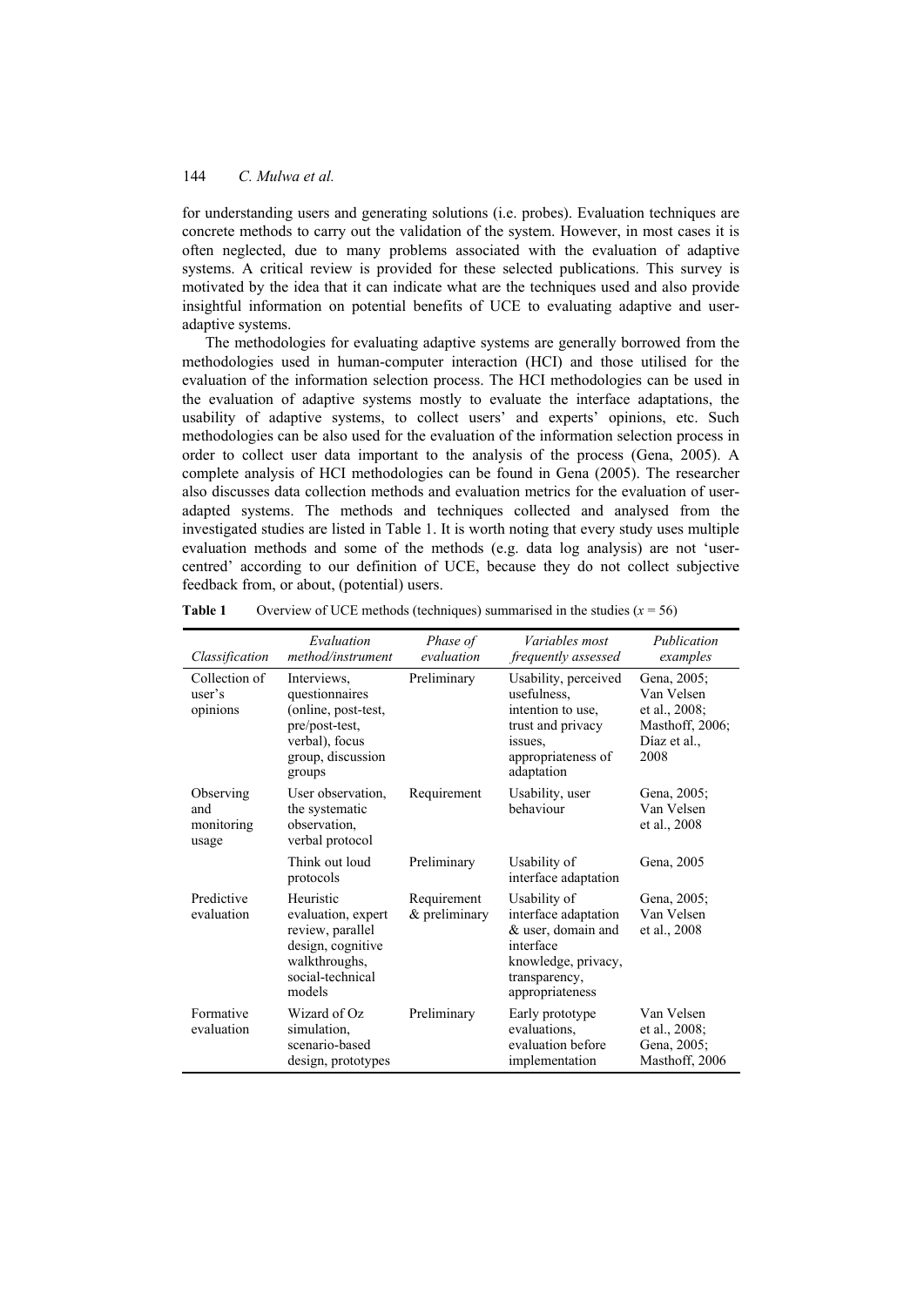for understanding users and generating solutions (i.e. probes). Evaluation techniques are concrete methods to carry out the validation of the system. However, in most cases it is often neglected, due to many problems associated with the evaluation of adaptive systems. A critical review is provided for these selected publications. This survey is motivated by the idea that it can indicate what are the techniques used and also provide insightful information on potential benefits of UCE to evaluating adaptive and user-adaptive systems.

The methodologies for evaluating adaptive systems are generally borrowed from the methodologies used in human-computer interaction (HCI) and those utilised for the evaluation of the information selection process. The HCI methodologies can be used in the evaluation of adaptive systems mostly to evaluate the interface adaptations, the usability of adaptive systems, to collect users' and experts' opinions, etc. Such methodologies can be also used for the evaluation of the information selection process in order to collect user data important to the analysis of the process (Gena, 2005). A complete analysis of HCI methodologies can be found in Gena (2005). The researcher also discusses data collection methods and evaluation metrics for the evaluation of user-adapted systems. The methods and techniques collected and analysed from the investigated studies are listed in Table 1. It is worth noting that every study uses multiple evaluation methods and some of the methods (e.g. data log analysis) are not 'user-centred' according to our definition of UCE, because they do not collect subjective feedback from, or about, (potential) users.

**Table 1** Overview of UCE methods (techniques) summarised in the studies ($x = 56$)

| *Classification* | *Evaluation method/instrument* | *Phase of evaluation* | *Variables most frequently assessed* | *Publication examples* |
|---|---|---|---|---|
| Collection of user's opinions | Interviews, questionnaires (online, post-test, pre/post-test, verbal), focus group, discussion groups | Preliminary | Usability, perceived usefulness, intention to use, trust and privacy issues, appropriateness of adaptation | Gena, 2005; Van Velsen et al., 2008; Masthoff, 2006; Díaz et al., 2008 |
| Observing and monitoring usage | User observation, the systematic observation, verbal protocol | Requirement | Usability, user behaviour | Gena, 2005; Van Velsen et al., 2008 |
| | Think out loud protocols | Preliminary | Usability of interface adaptation | Gena, 2005 |
| Predictive evaluation | Heuristic evaluation, expert review, parallel design, cognitive walkthroughs, social-technical models | Requirement & preliminary | Usability of interface adaptation & user, domain and interface knowledge, privacy, transparency, appropriateness | Gena, 2005; Van Velsen et al., 2008 |
| Formative evaluation | Wizard of Oz simulation, scenario-based design, prototypes | Preliminary | Early prototype evaluations, evaluation before implementation | Van Velsen et al., 2008; Gena, 2005; Masthoff, 2006 |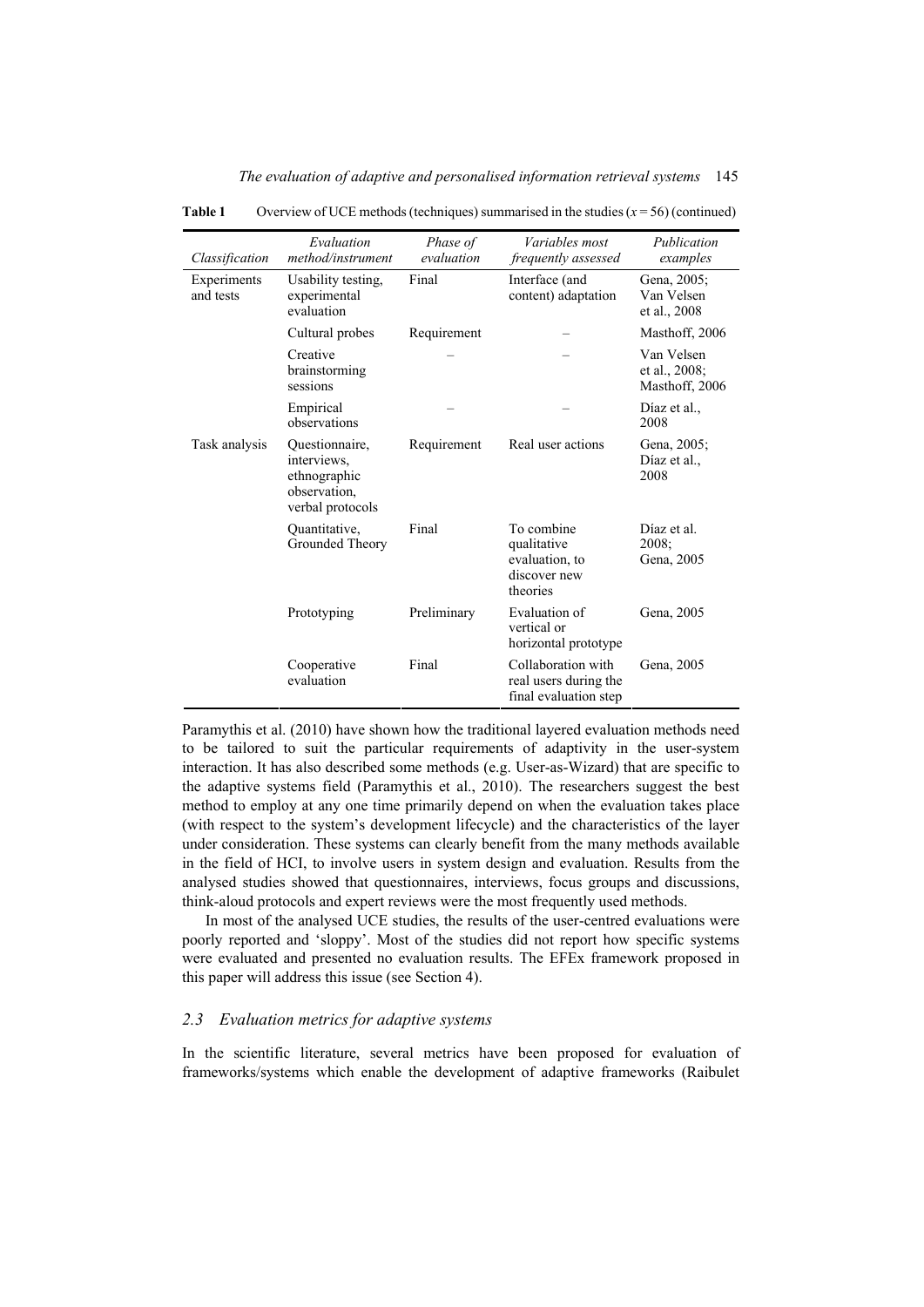**Table 1** Overview of UCE methods (techniques) summarised in the studies ($x = 56$) (continued)

| *Classification* | *Evaluation method/instrument* | *Phase of evaluation* | *Variables most frequently assessed* | *Publication examples* |
|---|---|---|---|---|
| Experiments and tests | Usability testing, experimental evaluation | Final | Interface (and content) adaptation | Gena, 2005; Van Velsen et al., 2008 |
| | Cultural probes | Requirement | – | Masthoff, 2006 |
| | Creative brainstorming sessions | – | – | Van Velsen et al., 2008; Masthoff, 2006 |
| | Empirical observations | – | – | Díaz et al., 2008 |
| Task analysis | Questionnaire, interviews, ethnographic observation, verbal protocols | Requirement | Real user actions | Gena, 2005; Díaz et al., 2008 |
| | Quantitative, Grounded Theory | Final | To combine qualitative evaluation, to discover new theories | Díaz et al. 2008; Gena, 2005 |
| | Prototyping | Preliminary | Evaluation of vertical or horizontal prototype | Gena, 2005 |
| | Cooperative evaluation | Final | Collaboration with real users during the final evaluation step | Gena, 2005 |

Paramythis et al. (2010) have shown how the traditional layered evaluation methods need to be tailored to suit the particular requirements of adaptivity in the user-system interaction. It has also described some methods (e.g. User-as-Wizard) that are specific to the adaptive systems field (Paramythis et al., 2010). The researchers suggest the best method to employ at any one time primarily depend on when the evaluation takes place (with respect to the system's development lifecycle) and the characteristics of the layer under consideration. These systems can clearly benefit from the many methods available in the field of HCI, to involve users in system design and evaluation. Results from the analysed studies showed that questionnaires, interviews, focus groups and discussions, think-aloud protocols and expert reviews were the most frequently used methods.

In most of the analysed UCE studies, the results of the user-centred evaluations were poorly reported and 'sloppy'. Most of the studies did not report how specific systems were evaluated and presented no evaluation results. The EFEx framework proposed in this paper will address this issue (see Section 4).

### *2.3 Evaluation metrics for adaptive systems*

In the scientific literature, several metrics have been proposed for evaluation of frameworks/systems which enable the development of adaptive frameworks (Raibulet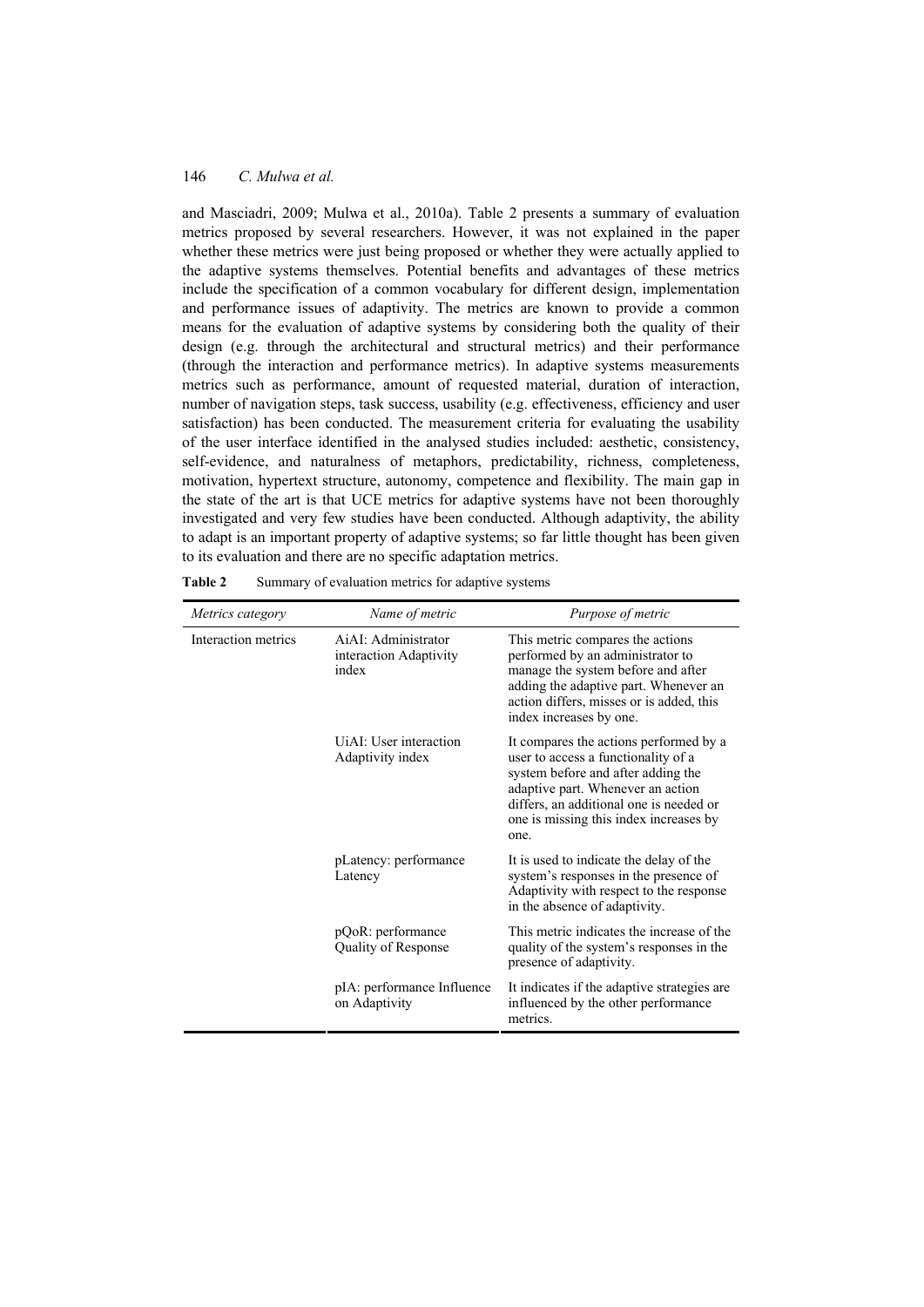and Masciadri, 2009; Mulwa et al., 2010a). Table 2 presents a summary of evaluation metrics proposed by several researchers. However, it was not explained in the paper whether these metrics were just being proposed or whether they were actually applied to the adaptive systems themselves. Potential benefits and advantages of these metrics include the specification of a common vocabulary for different design, implementation and performance issues of adaptivity. The metrics are known to provide a common means for the evaluation of adaptive systems by considering both the quality of their design (e.g. through the architectural and structural metrics) and their performance (through the interaction and performance metrics). In adaptive systems measurements metrics such as performance, amount of requested material, duration of interaction, number of navigation steps, task success, usability (e.g. effectiveness, efficiency and user satisfaction) has been conducted. The measurement criteria for evaluating the usability of the user interface identified in the analysed studies included: aesthetic, consistency, self-evidence, and naturalness of metaphors, predictability, richness, completeness, motivation, hypertext structure, autonomy, competence and flexibility. The main gap in the state of the art is that UCE metrics for adaptive systems have not been thoroughly investigated and very few studies have been conducted. Although adaptivity, the ability to adapt is an important property of adaptive systems; so far little thought has been given to its evaluation and there are no specific adaptation metrics.

**Table 2** Summary of evaluation metrics for adaptive systems

| *Metrics category* | *Name of metric* | *Purpose of metric* |
|---|---|---|
| Interaction metrics | AiAI: Administrator interaction Adaptivity index | This metric compares the actions performed by an administrator to manage the system before and after adding the adaptive part. Whenever an action differs, misses or is added, this index increases by one. |
| | UiAI: User interaction Adaptivity index | It compares the actions performed by a user to access a functionality of a system before and after adding the adaptive part. Whenever an action differs, an additional one is needed or one is missing this index increases by one. |
| | pLatency: performance Latency | It is used to indicate the delay of the system's responses in the presence of Adaptivity with respect to the response in the absence of adaptivity. |
| | pQoR: performance Quality of Response | This metric indicates the increase of the quality of the system's responses in the presence of adaptivity. |
| | pIA: performance Influence on Adaptivity | It indicates if the adaptive strategies are influenced by the other performance metrics. |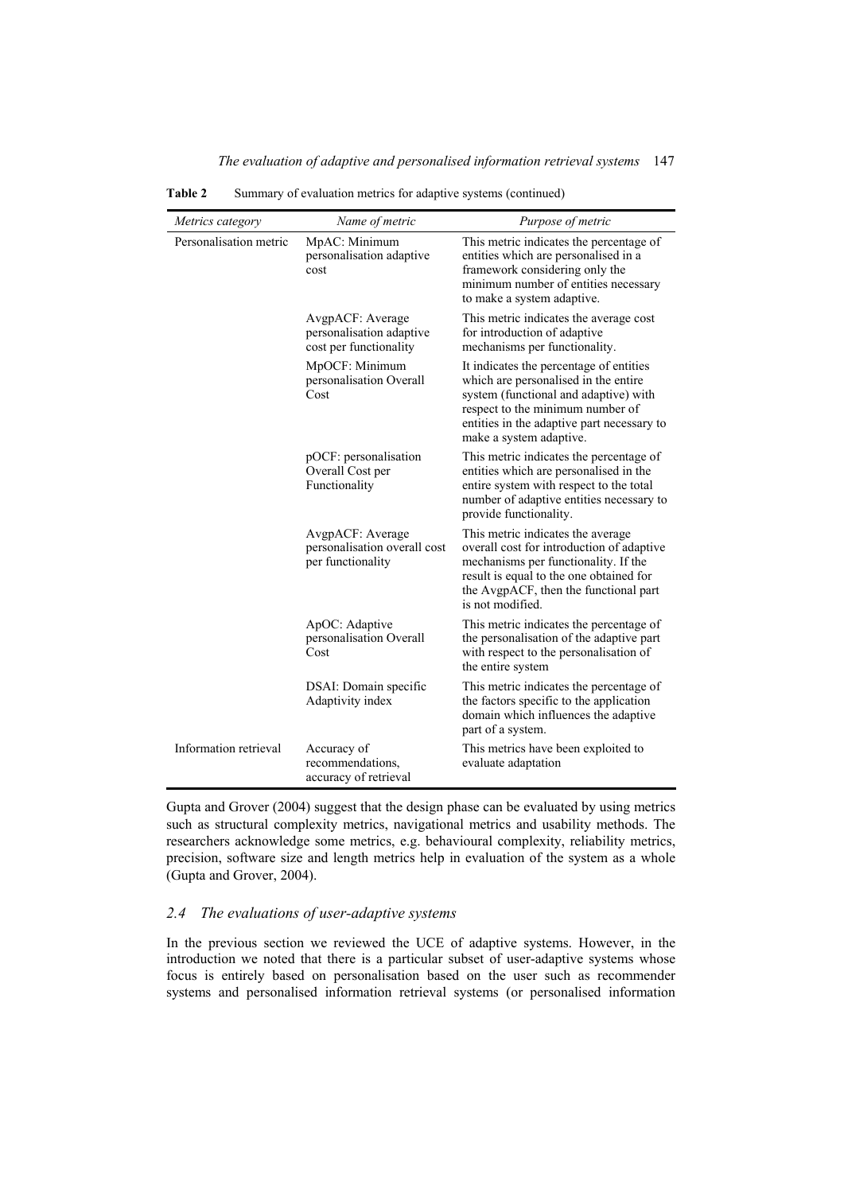**Table 2** Summary of evaluation metrics for adaptive systems (continued)

| *Metrics category* | *Name of metric* | *Purpose of metric* |
|---|---|---|
| Personalisation metric | MpAC: Minimum personalisation adaptive cost | This metric indicates the percentage of entities which are personalised in a framework considering only the minimum number of entities necessary to make a system adaptive. |
| | AvgpACF: Average personalisation adaptive cost per functionality | This metric indicates the average cost for introduction of adaptive mechanisms per functionality. |
| | MpOCF: Minimum personalisation Overall Cost | It indicates the percentage of entities which are personalised in the entire system (functional and adaptive) with respect to the minimum number of entities in the adaptive part necessary to make a system adaptive. |
| | pOCF: personalisation Overall Cost per Functionality | This metric indicates the percentage of entities which are personalised in the entire system with respect to the total number of adaptive entities necessary to provide functionality. |
| | AvgpACF: Average personalisation overall cost per functionality | This metric indicates the average overall cost for introduction of adaptive mechanisms per functionality. If the result is equal to the one obtained for the AvgpACF, then the functional part is not modified. |
| | ApOC: Adaptive personalisation Overall Cost | This metric indicates the percentage of the personalisation of the adaptive part with respect to the personalisation of the entire system |
| | DSAI: Domain specific Adaptivity index | This metric indicates the percentage of the factors specific to the application domain which influences the adaptive part of a system. |
| Information retrieval | Accuracy of recommendations, accuracy of retrieval | This metrics have been exploited to evaluate adaptation |

Gupta and Grover (2004) suggest that the design phase can be evaluated by using metrics such as structural complexity metrics, navigational metrics and usability methods. The researchers acknowledge some metrics, e.g. behavioural complexity, reliability metrics, precision, software size and length metrics help in evaluation of the system as a whole (Gupta and Grover, 2004).

### *2.4 The evaluations of user-adaptive systems*

In the previous section we reviewed the UCE of adaptive systems. However, in the introduction we noted that there is a particular subset of user-adaptive systems whose focus is entirely based on personalisation based on the user such as recommender systems and personalised information retrieval systems (or personalised information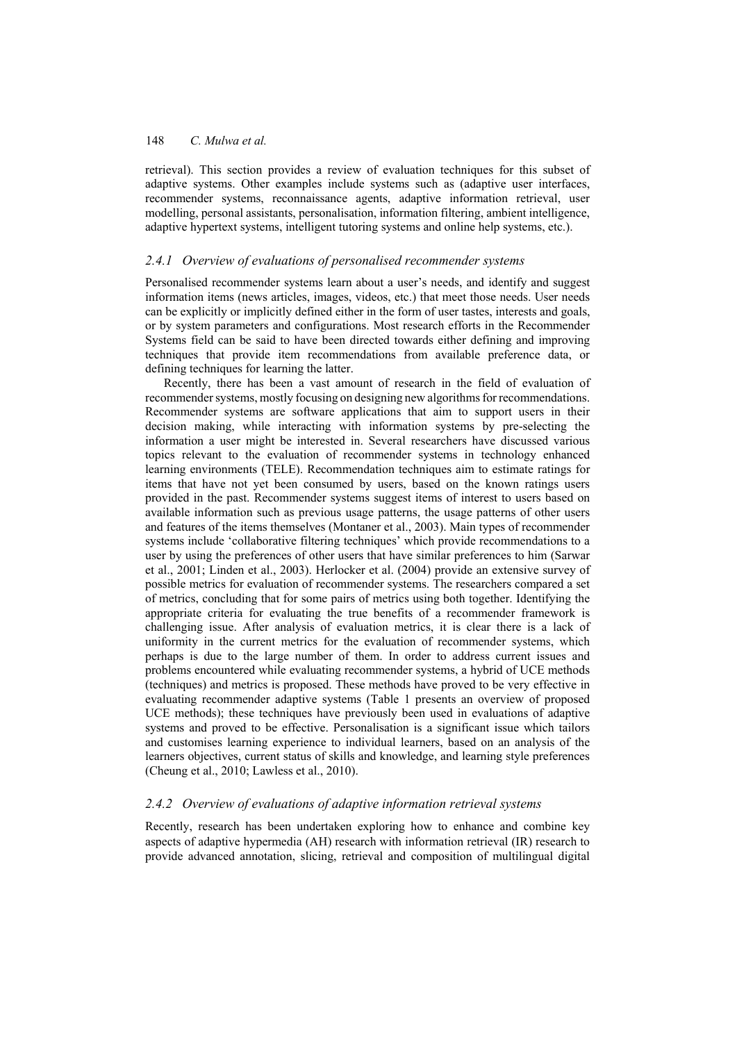retrieval). This section provides a review of evaluation techniques for this subset of adaptive systems. Other examples include systems such as (adaptive user interfaces, recommender systems, reconnaissance agents, adaptive information retrieval, user modelling, personal assistants, personalisation, information filtering, ambient intelligence, adaptive hypertext systems, intelligent tutoring systems and online help systems, etc.).

### *2.4.1 Overview of evaluations of personalised recommender systems*

Personalised recommender systems learn about a user's needs, and identify and suggest information items (news articles, images, videos, etc.) that meet those needs. User needs can be explicitly or implicitly defined either in the form of user tastes, interests and goals, or by system parameters and configurations. Most research efforts in the Recommender Systems field can be said to have been directed towards either defining and improving techniques that provide item recommendations from available preference data, or defining techniques for learning the latter.

Recently, there has been a vast amount of research in the field of evaluation of recommender systems, mostly focusing on designing new algorithms for recommendations. Recommender systems are software applications that aim to support users in their decision making, while interacting with information systems by pre-selecting the information a user might be interested in. Several researchers have discussed various topics relevant to the evaluation of recommender systems in technology enhanced learning environments (TELE). Recommendation techniques aim to estimate ratings for items that have not yet been consumed by users, based on the known ratings users provided in the past. Recommender systems suggest items of interest to users based on available information such as previous usage patterns, the usage patterns of other users and features of the items themselves (Montaner et al., 2003). Main types of recommender systems include 'collaborative filtering techniques' which provide recommendations to a user by using the preferences of other users that have similar preferences to him (Sarwar et al., 2001; Linden et al., 2003). Herlocker et al. (2004) provide an extensive survey of possible metrics for evaluation of recommender systems. The researchers compared a set of metrics, concluding that for some pairs of metrics using both together. Identifying the appropriate criteria for evaluating the true benefits of a recommender framework is challenging issue. After analysis of evaluation metrics, it is clear there is a lack of uniformity in the current metrics for the evaluation of recommender systems, which perhaps is due to the large number of them. In order to address current issues and problems encountered while evaluating recommender systems, a hybrid of UCE methods (techniques) and metrics is proposed. These methods have proved to be very effective in evaluating recommender adaptive systems (Table 1 presents an overview of proposed UCE methods); these techniques have previously been used in evaluations of adaptive systems and proved to be effective. Personalisation is a significant issue which tailors and customises learning experience to individual learners, based on an analysis of the learners objectives, current status of skills and knowledge, and learning style preferences (Cheung et al., 2010; Lawless et al., 2010).

### *2.4.2 Overview of evaluations of adaptive information retrieval systems*

Recently, research has been undertaken exploring how to enhance and combine key aspects of adaptive hypermedia (AH) research with information retrieval (IR) research to provide advanced annotation, slicing, retrieval and composition of multilingual digital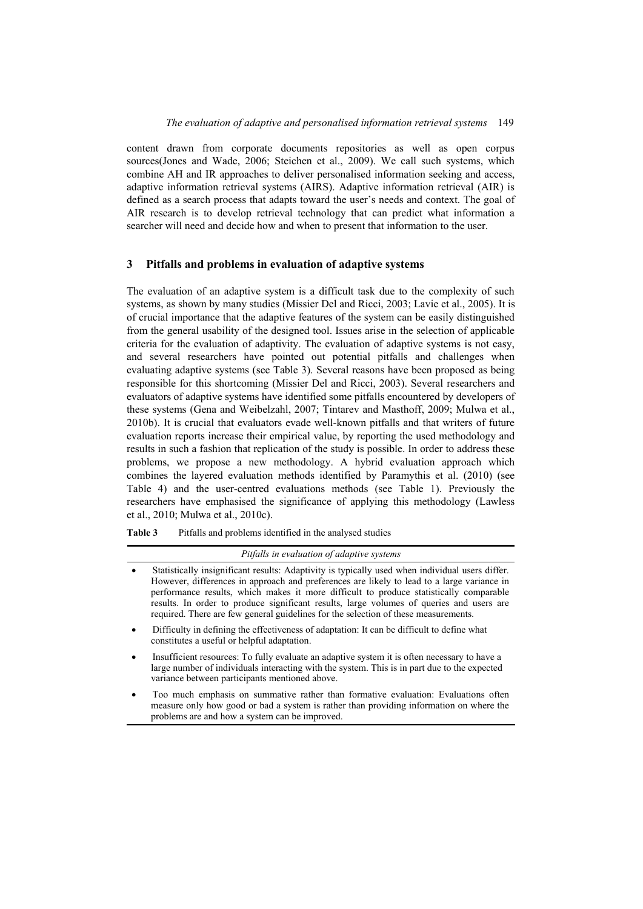content drawn from corporate documents repositories as well as open corpus sources(Jones and Wade, 2006; Steichen et al., 2009). We call such systems, which combine AH and IR approaches to deliver personalised information seeking and access, adaptive information retrieval systems (AIRS). Adaptive information retrieval (AIR) is defined as a search process that adapts toward the user's needs and context. The goal of AIR research is to develop retrieval technology that can predict what information a searcher will need and decide how and when to present that information to the user.

## 3 Pitfalls and problems in evaluation of adaptive systems

The evaluation of an adaptive system is a difficult task due to the complexity of such systems, as shown by many studies (Missier Del and Ricci, 2003; Lavie et al., 2005). It is of crucial importance that the adaptive features of the system can be easily distinguished from the general usability of the designed tool. Issues arise in the selection of applicable criteria for the evaluation of adaptivity. The evaluation of adaptive systems is not easy, and several researchers have pointed out potential pitfalls and challenges when evaluating adaptive systems (see Table 3). Several reasons have been proposed as being responsible for this shortcoming (Missier Del and Ricci, 2003). Several researchers and evaluators of adaptive systems have identified some pitfalls encountered by developers of these systems (Gena and Weibelzahl, 2007; Tintarev and Masthoff, 2009; Mulwa et al., 2010b). It is crucial that evaluators evade well-known pitfalls and that writers of future evaluation reports increase their empirical value, by reporting the used methodology and results in such a fashion that replication of the study is possible. In order to address these problems, we propose a new methodology. A hybrid evaluation approach which combines the layered evaluation methods identified by Paramythis et al. (2010) (see Table 4) and the user-centred evaluations methods (see Table 1). Previously the researchers have emphasised the significance of applying this methodology (Lawless et al., 2010; Mulwa et al., 2010c).

**Table 3** Pitfalls and problems identified in the analysed studies

| *Pitfalls in evaluation of adaptive systems* |
|---|
| • Statistically insignificant results: Adaptivity is typically used when individual users differ. However, differences in approach and preferences are likely to lead to a large variance in performance results, which makes it more difficult to produce statistically comparable results. In order to produce significant results, large volumes of queries and users are required. There are few general guidelines for the selection of these measurements. |
| • Difficulty in defining the effectiveness of adaptation: It can be difficult to define what constitutes a useful or helpful adaptation. |
| • Insufficient resources: To fully evaluate an adaptive system it is often necessary to have a large number of individuals interacting with the system. This is in part due to the expected variance between participants mentioned above. |
| • Too much emphasis on summative rather than formative evaluation: Evaluations often measure only how good or bad a system is rather than providing information on where the problems are and how a system can be improved. |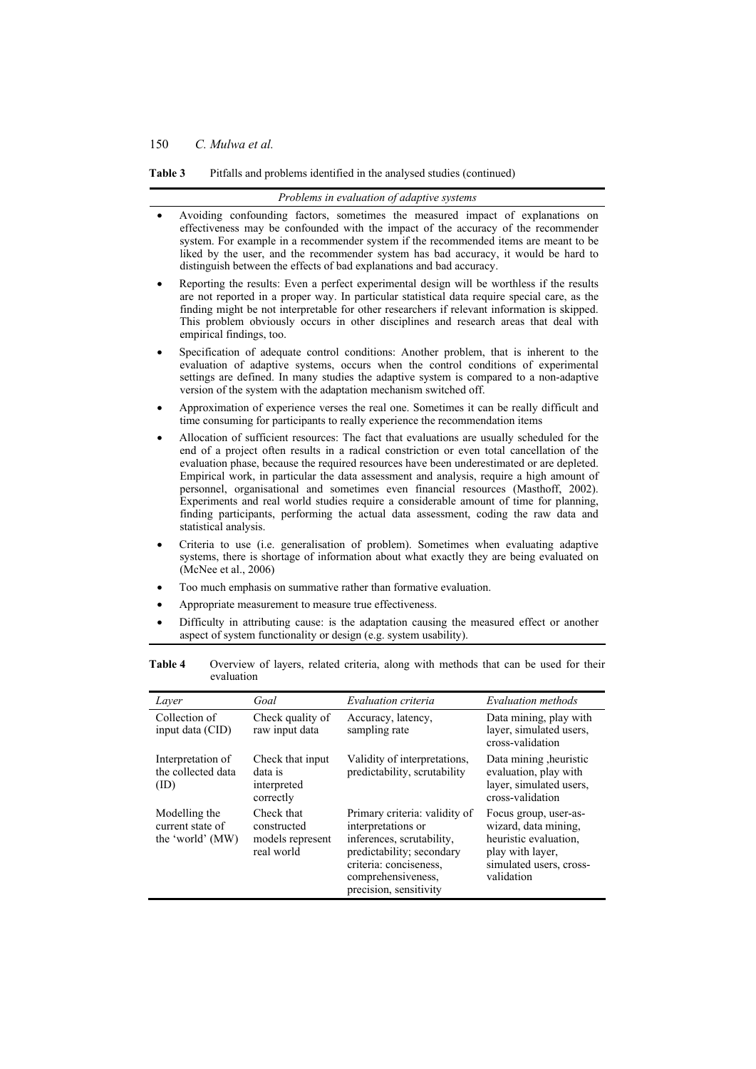**Table 3** Pitfalls and problems identified in the analysed studies (continued)

| *Problems in evaluation of adaptive systems* |
|---|
| • Avoiding confounding factors, sometimes the measured impact of explanations on effectiveness may be confounded with the impact of the accuracy of the recommender system. For example in a recommender system if the recommended items are meant to be liked by the user, and the recommender system has bad accuracy, it would be hard to distinguish between the effects of bad explanations and bad accuracy. |
| • Reporting the results: Even a perfect experimental design will be worthless if the results are not reported in a proper way. In particular statistical data require special care, as the finding might be not interpretable for other researchers if relevant information is skipped. This problem obviously occurs in other disciplines and research areas that deal with empirical findings, too. |
| • Specification of adequate control conditions: Another problem, that is inherent to the evaluation of adaptive systems, occurs when the control conditions of experimental settings are defined. In many studies the adaptive system is compared to a non-adaptive version of the system with the adaptation mechanism switched off. |
| • Approximation of experience verses the real one. Sometimes it can be really difficult and time consuming for participants to really experience the recommendation items |
| • Allocation of sufficient resources: The fact that evaluations are usually scheduled for the end of a project often results in a radical constriction or even total cancellation of the evaluation phase, because the required resources have been underestimated or are depleted. Empirical work, in particular the data assessment and analysis, require a high amount of personnel, organisational and sometimes even financial resources (Masthoff, 2002). Experiments and real world studies require a considerable amount of time for planning, finding participants, performing the actual data assessment, coding the raw data and statistical analysis. |
| • Criteria to use (i.e. generalisation of problem). Sometimes when evaluating adaptive systems, there is shortage of information about what exactly they are being evaluated on (McNee et al., 2006) |
| • Too much emphasis on summative rather than formative evaluation. |
| • Appropriate measurement to measure true effectiveness. |
| • Difficulty in attributing cause: is the adaptation causing the measured effect or another aspect of system functionality or design (e.g. system usability). |

**Table 4** Overview of layers, related criteria, along with methods that can be used for their evaluation

| *Layer* | *Goal* | *Evaluation criteria* | *Evaluation methods* |
|---|---|---|---|
| Collection of input data (CID) | Check quality of raw input data | Accuracy, latency, sampling rate | Data mining, play with layer, simulated users, cross-validation |
| Interpretation of the collected data (ID) | Check that input data is interpreted correctly | Validity of interpretations, predictability, scrutability | Data mining ,heuristic evaluation, play with layer, simulated users, cross-validation |
| Modelling the current state of the 'world' (MW) | Check that constructed models represent real world | Primary criteria: validity of interpretations or inferences, scrutability, predictability; secondary criteria: conciseness, comprehensiveness, precision, sensitivity | Focus group, user-as-wizard, data mining, heuristic evaluation, play with layer, simulated users, cross-validation |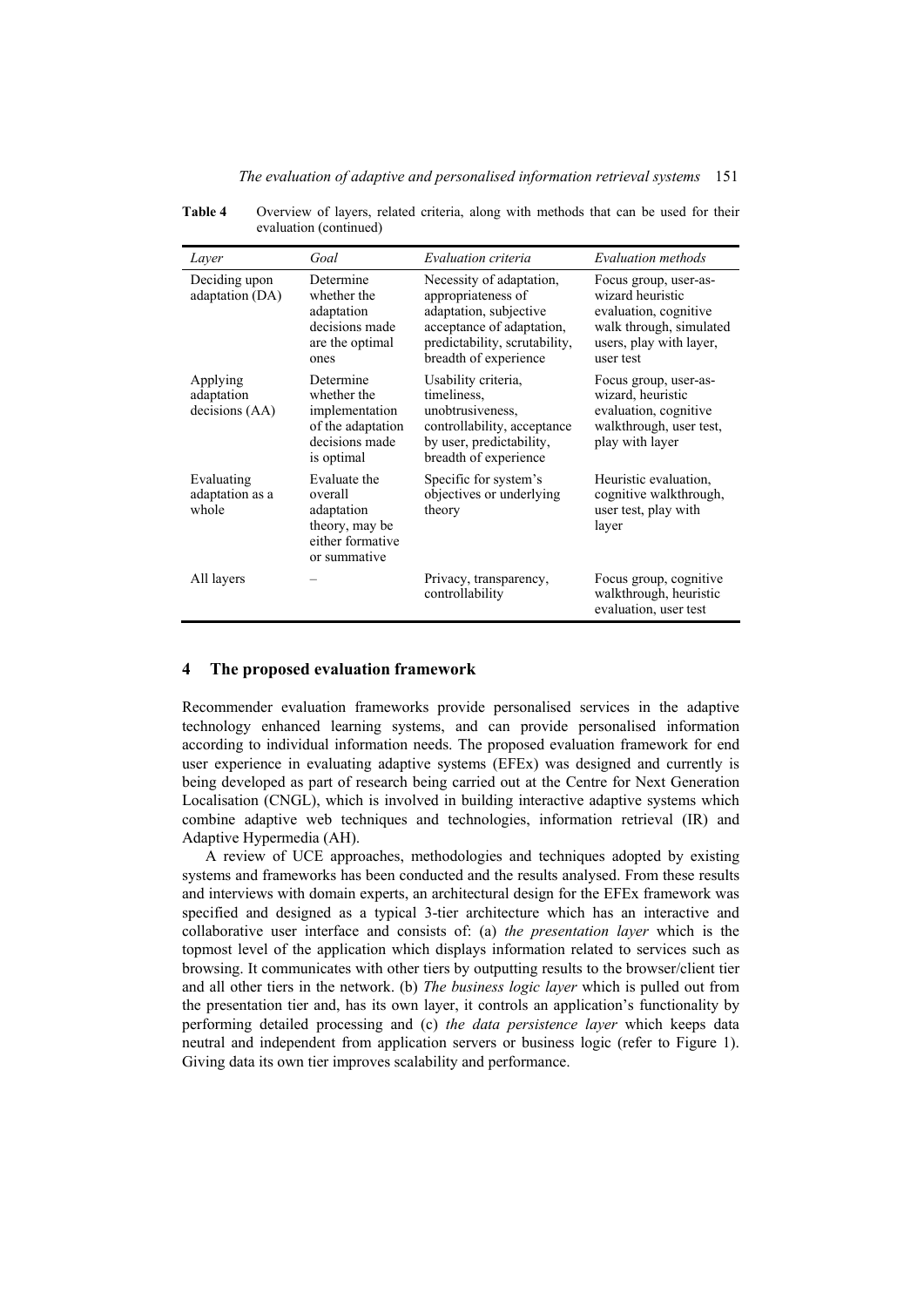**Table 4** Overview of layers, related criteria, along with methods that can be used for their evaluation (continued)

| *Layer* | *Goal* | *Evaluation criteria* | *Evaluation methods* |
|---|---|---|---|
| Deciding upon adaptation (DA) | Determine whether the adaptation decisions made are the optimal ones | Necessity of adaptation, appropriateness of adaptation, subjective acceptance of adaptation, predictability, scrutability, breadth of experience | Focus group, user-as-wizard heuristic evaluation, cognitive walk through, simulated users, play with layer, user test |
| Applying adaptation decisions (AA) | Determine whether the implementation of the adaptation decisions made is optimal | Usability criteria, timeliness, unobtrusiveness, controllability, acceptance by user, predictability, breadth of experience | Focus group, user-as-wizard, heuristic evaluation, cognitive walkthrough, user test, play with layer |
| Evaluating adaptation as a whole | Evaluate the overall adaptation theory, may be either formative or summative | Specific for system's objectives or underlying theory | Heuristic evaluation, cognitive walkthrough, user test, play with layer |
| All layers | – | Privacy, transparency, controllability | Focus group, cognitive walkthrough, heuristic evaluation, user test |

## 4 The proposed evaluation framework

Recommender evaluation frameworks provide personalised services in the adaptive technology enhanced learning systems, and can provide personalised information according to individual information needs. The proposed evaluation framework for end user experience in evaluating adaptive systems (EFEx) was designed and currently is being developed as part of research being carried out at the Centre for Next Generation Localisation (CNGL), which is involved in building interactive adaptive systems which combine adaptive web techniques and technologies, information retrieval (IR) and Adaptive Hypermedia (AH).

A review of UCE approaches, methodologies and techniques adopted by existing systems and frameworks has been conducted and the results analysed. From these results and interviews with domain experts, an architectural design for the EFEx framework was specified and designed as a typical 3-tier architecture which has an interactive and collaborative user interface and consists of: (a) *the presentation layer* which is the topmost level of the application which displays information related to services such as browsing. It communicates with other tiers by outputting results to the browser/client tier and all other tiers in the network. (b) *The business logic layer* which is pulled out from the presentation tier and, has its own layer, it controls an application's functionality by performing detailed processing and (c) *the data persistence layer* which keeps data neutral and independent from application servers or business logic (refer to Figure 1). Giving data its own tier improves scalability and performance.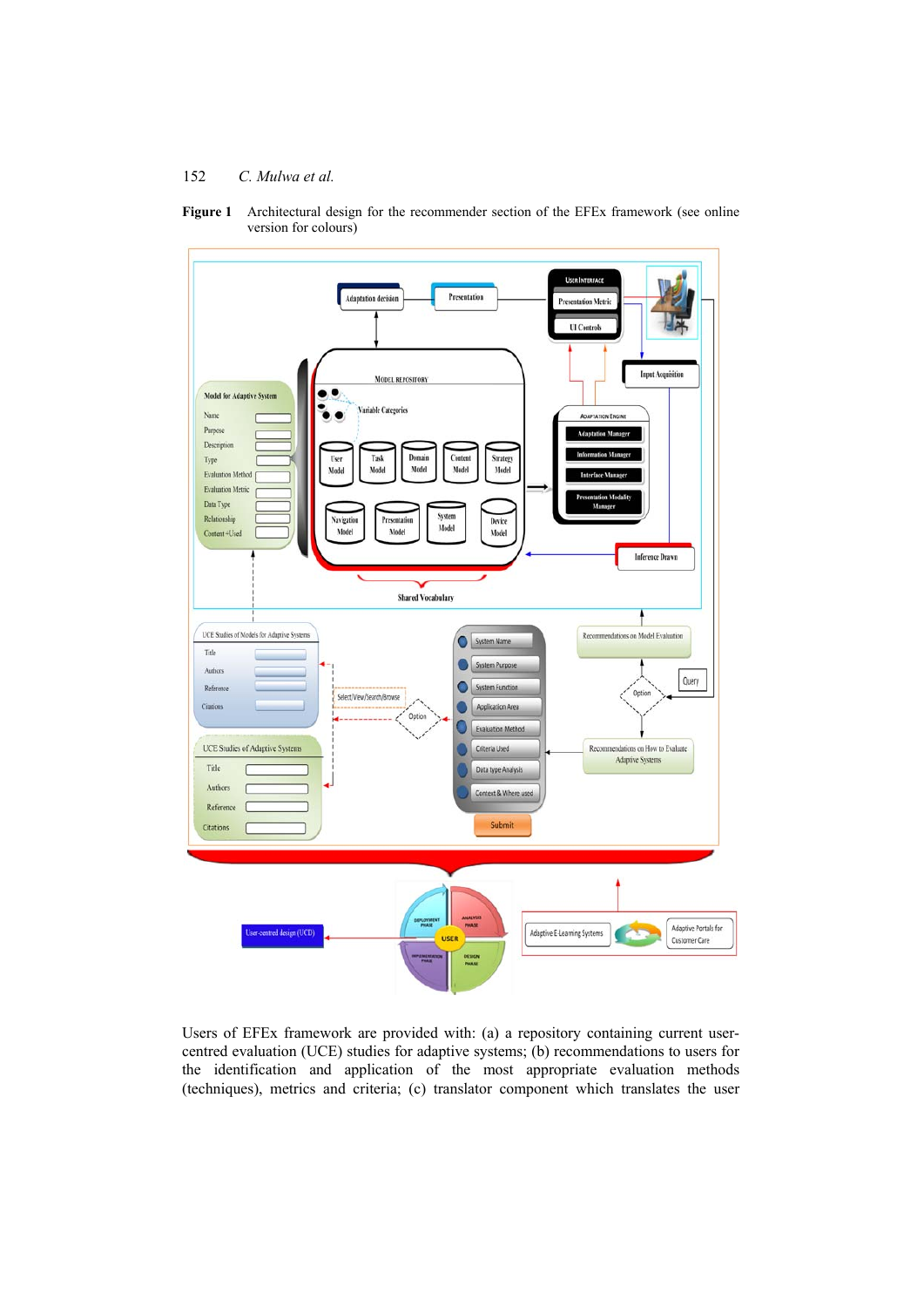**Figure 1** Architectural design for the recommender section of the EFEx framework (see online version for colours)

Users of EFEx framework are provided with: (a) a repository containing current user-centred evaluation (UCE) studies for adaptive systems; (b) recommendations to users for the identification and application of the most appropriate evaluation methods (techniques), metrics and criteria; (c) translator component which translates the user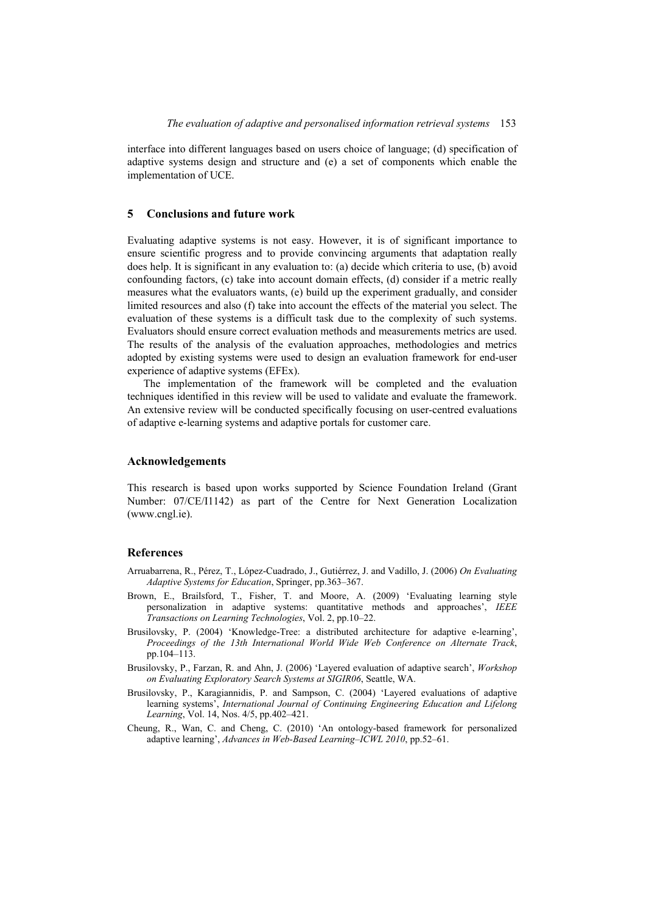interface into different languages based on users choice of language; (d) specification of adaptive systems design and structure and (e) a set of components which enable the implementation of UCE.

## 5 Conclusions and future work

Evaluating adaptive systems is not easy. However, it is of significant importance to ensure scientific progress and to provide convincing arguments that adaptation really does help. It is significant in any evaluation to: (a) decide which criteria to use, (b) avoid confounding factors, (c) take into account domain effects, (d) consider if a metric really measures what the evaluators wants, (e) build up the experiment gradually, and consider limited resources and also (f) take into account the effects of the material you select. The evaluation of these systems is a difficult task due to the complexity of such systems. Evaluators should ensure correct evaluation methods and measurements metrics are used. The results of the analysis of the evaluation approaches, methodologies and metrics adopted by existing systems were used to design an evaluation framework for end-user experience of adaptive systems (EFEx).

The implementation of the framework will be completed and the evaluation techniques identified in this review will be used to validate and evaluate the framework. An extensive review will be conducted specifically focusing on user-centred evaluations of adaptive e-learning systems and adaptive portals for customer care.

## Acknowledgements

This research is based upon works supported by Science Foundation Ireland (Grant Number: 07/CE/I1142) as part of the Centre for Next Generation Localization (www.cngl.ie).

## References

Arruabarrena, R., Pérez, T., López-Cuadrado, J., Gutiérrez, J. and Vadillo, J. (2006) *On Evaluating Adaptive Systems for Education*, Springer, pp.363–367.

Brown, E., Brailsford, T., Fisher, T. and Moore, A. (2009) 'Evaluating learning style personalization in adaptive systems: quantitative methods and approaches', *IEEE Transactions on Learning Technologies*, Vol. 2, pp.10–22.

Brusilovsky, P. (2004) 'Knowledge-Tree: a distributed architecture for adaptive e-learning', *Proceedings of the 13th International World Wide Web Conference on Alternate Track*, pp.104–113.

Brusilovsky, P., Farzan, R. and Ahn, J. (2006) 'Layered evaluation of adaptive search', *Workshop on Evaluating Exploratory Search Systems at SIGIR06*, Seattle, WA.

Brusilovsky, P., Karagiannidis, P. and Sampson, C. (2004) 'Layered evaluations of adaptive learning systems', *International Journal of Continuing Engineering Education and Lifelong Learning*, Vol. 14, Nos. 4/5, pp.402–421.

Cheung, R., Wan, C. and Cheng, C. (2010) 'An ontology-based framework for personalized adaptive learning', *Advances in Web-Based Learning–ICWL 2010*, pp.52–61.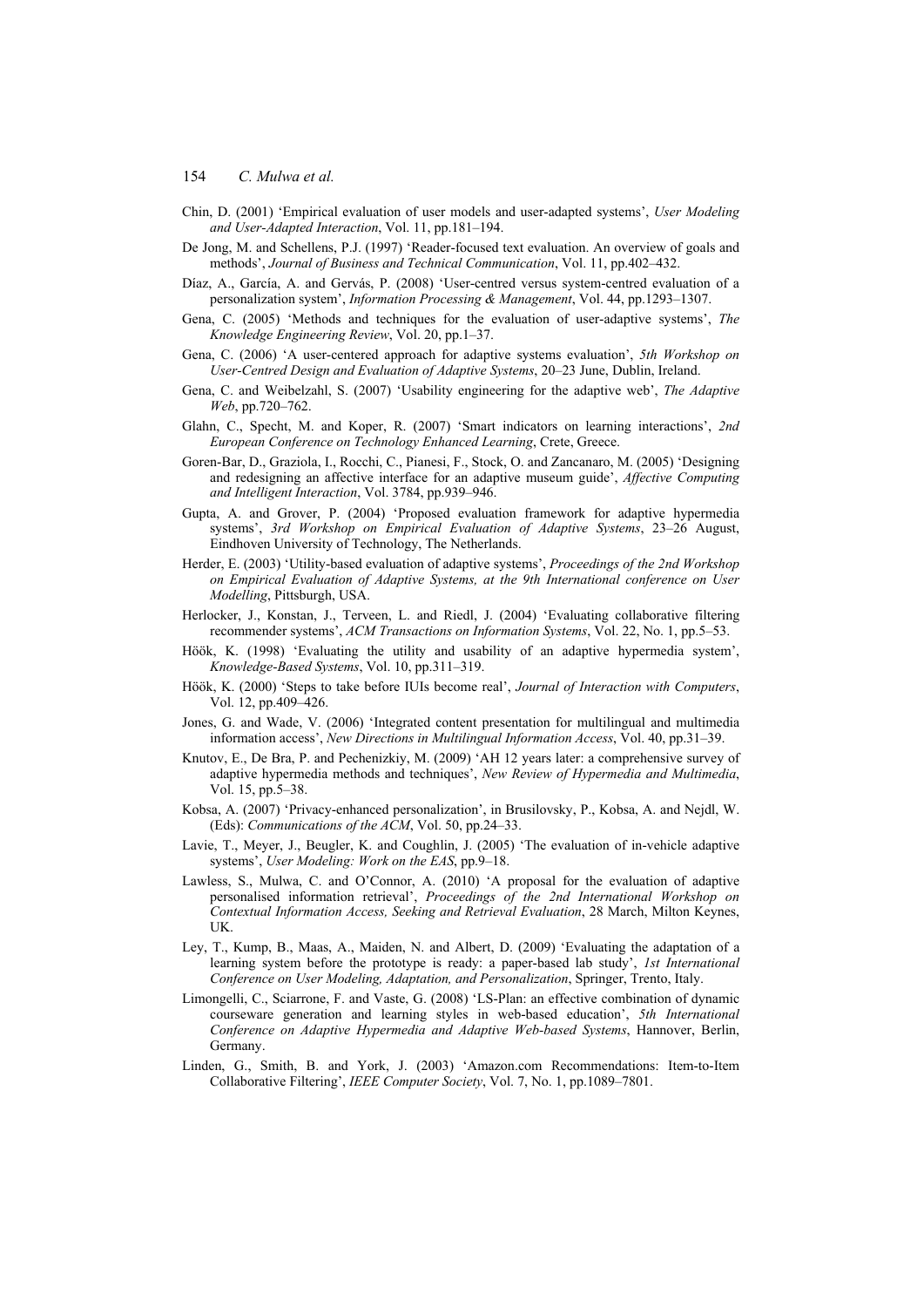Chin, D. (2001) 'Empirical evaluation of user models and user-adapted systems', *User Modeling and User-Adapted Interaction*, Vol. 11, pp.181–194.

De Jong, M. and Schellens, P.J. (1997) 'Reader-focused text evaluation. An overview of goals and methods', *Journal of Business and Technical Communication*, Vol. 11, pp.402–432.

Díaz, A., García, A. and Gervás, P. (2008) 'User-centred versus system-centred evaluation of a personalization system', *Information Processing & Management*, Vol. 44, pp.1293–1307.

Gena, C. (2005) 'Methods and techniques for the evaluation of user-adaptive systems', *The Knowledge Engineering Review*, Vol. 20, pp.1–37.

Gena, C. (2006) 'A user-centered approach for adaptive systems evaluation', *5th Workshop on User-Centred Design and Evaluation of Adaptive Systems*, 20–23 June, Dublin, Ireland.

Gena, C. and Weibelzahl, S. (2007) 'Usability engineering for the adaptive web', *The Adaptive Web*, pp.720–762.

Glahn, C., Specht, M. and Koper, R. (2007) 'Smart indicators on learning interactions', *2nd European Conference on Technology Enhanced Learning*, Crete, Greece.

Goren-Bar, D., Graziola, I., Rocchi, C., Pianesi, F., Stock, O. and Zancanaro, M. (2005) 'Designing and redesigning an affective interface for an adaptive museum guide', *Affective Computing and Intelligent Interaction*, Vol. 3784, pp.939–946.

Gupta, A. and Grover, P. (2004) 'Proposed evaluation framework for adaptive hypermedia systems', *3rd Workshop on Empirical Evaluation of Adaptive Systems*, 23–26 August, Eindhoven University of Technology, The Netherlands.

Herder, E. (2003) 'Utility-based evaluation of adaptive systems', *Proceedings of the 2nd Workshop on Empirical Evaluation of Adaptive Systems, at the 9th International conference on User Modelling*, Pittsburgh, USA.

Herlocker, J., Konstan, J., Terveen, L. and Riedl, J. (2004) 'Evaluating collaborative filtering recommender systems', *ACM Transactions on Information Systems*, Vol. 22, No. 1, pp.5–53.

Höök, K. (1998) 'Evaluating the utility and usability of an adaptive hypermedia system', *Knowledge-Based Systems*, Vol. 10, pp.311–319.

Höök, K. (2000) 'Steps to take before IUIs become real', *Journal of Interaction with Computers*, Vol. 12, pp.409–426.

Jones, G. and Wade, V. (2006) 'Integrated content presentation for multilingual and multimedia information access', *New Directions in Multilingual Information Access*, Vol. 40, pp.31–39.

Knutov, E., De Bra, P. and Pechenizkiy, M. (2009) 'AH 12 years later: a comprehensive survey of adaptive hypermedia methods and techniques', *New Review of Hypermedia and Multimedia*, Vol. 15, pp.5–38.

Kobsa, A. (2007) 'Privacy-enhanced personalization', in Brusilovsky, P., Kobsa, A. and Nejdl, W. (Eds): *Communications of the ACM*, Vol. 50, pp.24–33.

Lavie, T., Meyer, J., Beugler, K. and Coughlin, J. (2005) 'The evaluation of in-vehicle adaptive systems', *User Modeling: Work on the EAS*, pp.9–18.

Lawless, S., Mulwa, C. and O'Connor, A. (2010) 'A proposal for the evaluation of adaptive personalised information retrieval', *Proceedings of the 2nd International Workshop on Contextual Information Access, Seeking and Retrieval Evaluation*, 28 March, Milton Keynes, UK.

Ley, T., Kump, B., Maas, A., Maiden, N. and Albert, D. (2009) 'Evaluating the adaptation of a learning system before the prototype is ready: a paper-based lab study', *1st International Conference on User Modeling, Adaptation, and Personalization*, Springer, Trento, Italy.

Limongelli, C., Sciarrone, F. and Vaste, G. (2008) 'LS-Plan: an effective combination of dynamic courseware generation and learning styles in web-based education', *5th International Conference on Adaptive Hypermedia and Adaptive Web-based Systems*, Hannover, Berlin, Germany.

Linden, G., Smith, B. and York, J. (2003) 'Amazon.com Recommendations: Item-to-Item Collaborative Filtering', *IEEE Computer Society*, Vol. 7, No. 1, pp.1089–7801.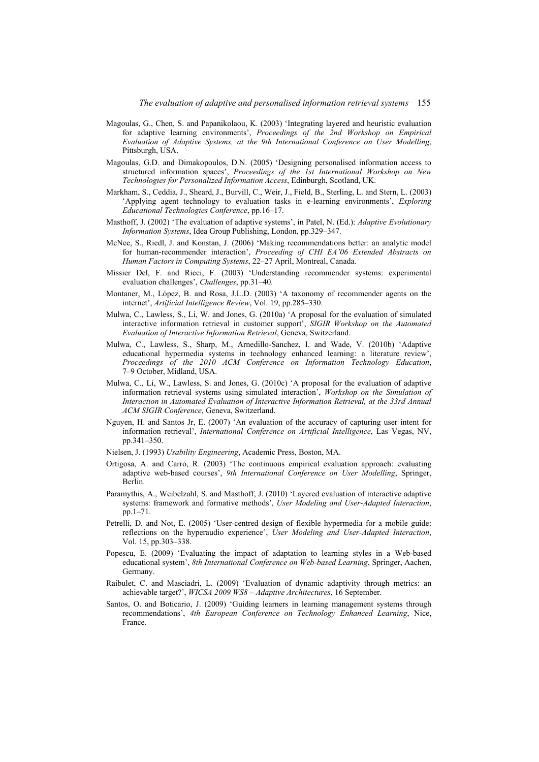Magoulas, G., Chen, S. and Papanikolaou, K. (2003) 'Integrating layered and heuristic evaluation for adaptive learning environments', *Proceedings of the 2nd Workshop on Empirical Evaluation of Adaptive Systems, at the 9th International Conference on User Modelling*, Pittsburgh, USA.

Magoulas, G.D. and Dimakopoulos, D.N. (2005) 'Designing personalised information access to structured information spaces', *Proceedings of the 1st International Workshop on New Technologies for Personalized Information Access*, Edinburgh, Scotland, UK.

Markham, S., Ceddia, J., Sheard, J., Burvill, C., Weir, J., Field, B., Sterling, L. and Stern, L. (2003) 'Applying agent technology to evaluation tasks in e-learning environments', *Exploring Educational Technologies Conference*, pp.16–17.

Masthoff, J. (2002) 'The evaluation of adaptive systems', in Patel, N. (Ed.): *Adaptive Evolutionary Information Systems*, Idea Group Publishing, London, pp.329–347.

McNee, S., Riedl, J. and Konstan, J. (2006) 'Making recommendations better: an analytic model for human-recommender interaction', *Proceeding of CHI EA'06 Extended Abstracts on Human Factors in Computing Systems*, 22–27 April, Montreal, Canada.

Missier Del, F. and Ricci, F. (2003) 'Understanding recommender systems: experimental evaluation challenges', *Challenges*, pp.31–40.

Montaner, M., López, B. and Rosa, J.L.D. (2003) 'A taxonomy of recommender agents on the internet', *Artificial Intelligence Review*, Vol. 19, pp.285–330.

Mulwa, C., Lawless, S., Li, W. and Jones, G. (2010a) 'A proposal for the evaluation of simulated interactive information retrieval in customer support', *SIGIR Workshop on the Automated Evaluation of Interactive Information Retrieval*, Geneva, Switzerland.

Mulwa, C., Lawless, S., Sharp, M., Arnedillo-Sanchez, I. and Wade, V. (2010b) 'Adaptive educational hypermedia systems in technology enhanced learning: a literature review', *Proceedings of the 2010 ACM Conference on Information Technology Education*, 7–9 October, Midland, USA.

Mulwa, C., Li, W., Lawless, S. and Jones, G. (2010c) 'A proposal for the evaluation of adaptive information retrieval systems using simulated interaction', *Workshop on the Simulation of Interaction in Automated Evaluation of Interactive Information Retrieval, at the 33rd Annual ACM SIGIR Conference*, Geneva, Switzerland.

Nguyen, H. and Santos Jr, E. (2007) 'An evaluation of the accuracy of capturing user intent for information retrieval', *International Conference on Artificial Intelligence*, Las Vegas, NV, pp.341–350.

Nielsen, J. (1993) *Usability Engineering*, Academic Press, Boston, MA.

Ortigosa, A. and Carro, R. (2003) 'The continuous empirical evaluation approach: evaluating adaptive web-based courses', *9th International Conference on User Modelling*, Springer, Berlin.

Paramythis, A., Weibelzahl, S. and Masthoff, J. (2010) 'Layered evaluation of interactive adaptive systems: framework and formative methods', *User Modeling and User-Adapted Interaction*, pp.1–71.

Petrelli, D. and Not, E. (2005) 'User-centred design of flexible hypermedia for a mobile guide: reflections on the hyperaudio experience', *User Modeling and User-Adapted Interaction*, Vol. 15, pp.303–338.

Popescu, E. (2009) 'Evaluating the impact of adaptation to learning styles in a Web-based educational system', *8th International Conference on Web-based Learning*, Springer, Aachen, Germany.

Raibulet, C. and Masciadri, L. (2009) 'Evaluation of dynamic adaptivity through metrics: an achievable target?', *WICSA 2009 WS8 – Adaptive Architectures*, 16 September.

Santos, O. and Boticario, J. (2009) 'Guiding learners in learning management systems through recommendations', *4th European Conference on Technology Enhanced Learning*, Nice, France.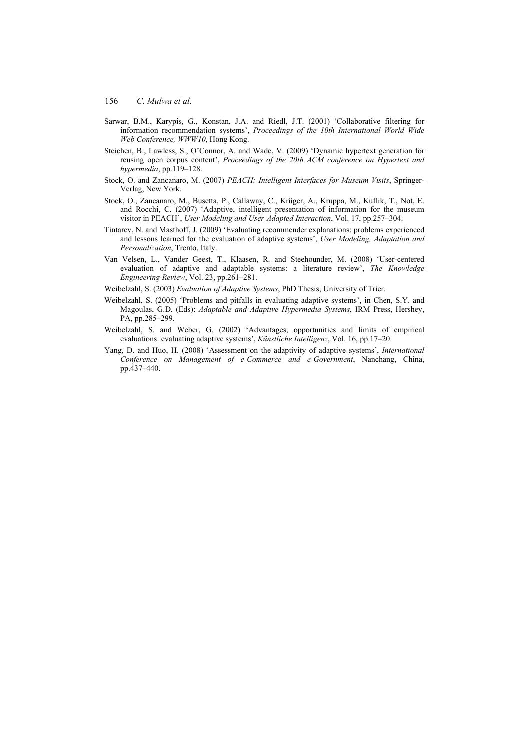Sarwar, B.M., Karypis, G., Konstan, J.A. and Riedl, J.T. (2001) 'Collaborative filtering for information recommendation systems', *Proceedings of the 10th International World Wide Web Conference, WWW10*, Hong Kong.

Steichen, B., Lawless, S., O'Connor, A. and Wade, V. (2009) 'Dynamic hypertext generation for reusing open corpus content', *Proceedings of the 20th ACM conference on Hypertext and hypermedia*, pp.119–128.

Stock, O. and Zancanaro, M. (2007) *PEACH: Intelligent Interfaces for Museum Visits*, Springer-Verlag, New York.

Stock, O., Zancanaro, M., Busetta, P., Callaway, C., Krüger, A., Kruppa, M., Kuflik, T., Not, E. and Rocchi, C. (2007) 'Adaptive, intelligent presentation of information for the museum visitor in PEACH', *User Modeling and User-Adapted Interaction*, Vol. 17, pp.257–304.

Tintarev, N. and Masthoff, J. (2009) 'Evaluating recommender explanations: problems experienced and lessons learned for the evaluation of adaptive systems', *User Modeling, Adaptation and Personalization*, Trento, Italy.

Van Velsen, L., Vander Geest, T., Klaasen, R. and Steehounder, M. (2008) 'User-centered evaluation of adaptive and adaptable systems: a literature review', *The Knowledge Engineering Review*, Vol. 23, pp.261–281.

Weibelzahl, S. (2003) *Evaluation of Adaptive Systems*, PhD Thesis, University of Trier.

Weibelzahl, S. (2005) 'Problems and pitfalls in evaluating adaptive systems', in Chen, S.Y. and Magoulas, G.D. (Eds): *Adaptable and Adaptive Hypermedia Systems*, IRM Press, Hershey, PA, pp.285–299.

Weibelzahl, S. and Weber, G. (2002) 'Advantages, opportunities and limits of empirical evaluations: evaluating adaptive systems', *Künstliche Intelligenz*, Vol. 16, pp.17–20.

Yang, D. and Huo, H. (2008) 'Assessment on the adaptivity of adaptive systems', *International Conference on Management of e-Commerce and e-Government*, Nanchang, China, pp.437–440.